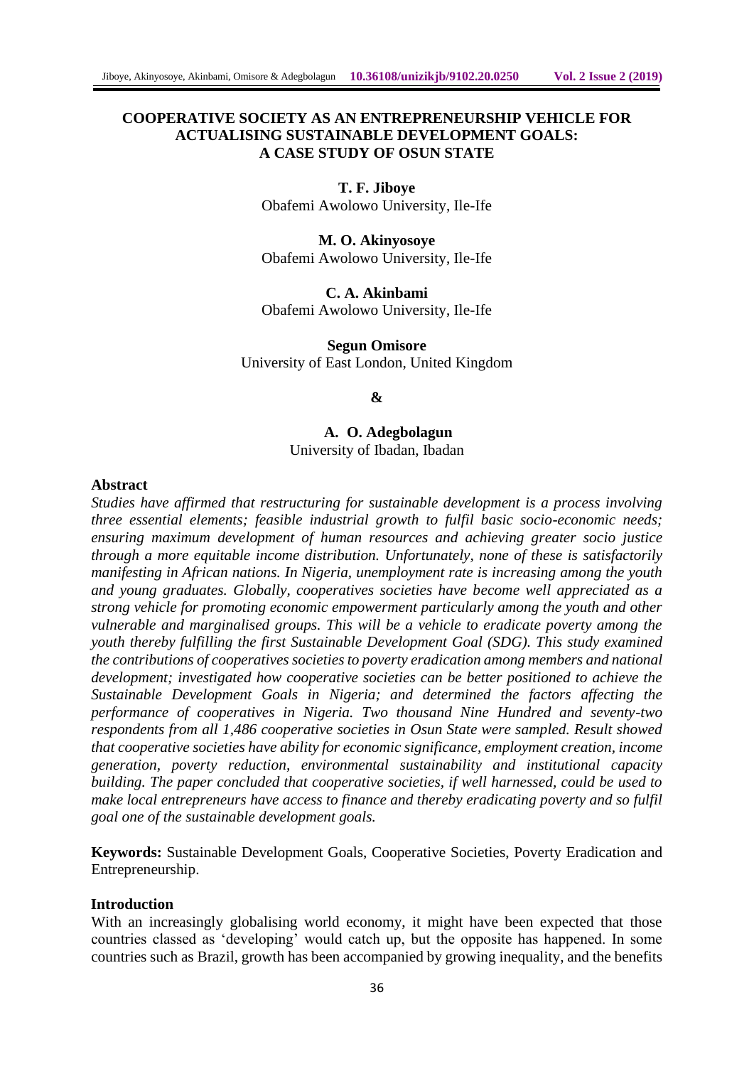# COOPERATIVE SOCIETY AS AN ENTREPRENEURSHIP VEHICLE FOR ACTUALISING SUSTAINABLE DEVELOPMENT GOALS: A CASE STUDY OF OSUN STATE

**T. F. Jiboye**
Obafemi Awolowo University, Ile-Ife

**M. O. Akinyosoye**
Obafemi Awolowo University, Ile-Ife

**C. A. Akinbami**
Obafemi Awolowo University, Ile-Ife

**Segun Omisore**
University of East London, United Kingdom

**&**

**A. O. Adegbolagun**
University of Ibadan, Ibadan

## Abstract

*Studies have affirmed that restructuring for sustainable development is a process involving three essential elements; feasible industrial growth to fulfil basic socio-economic needs; ensuring maximum development of human resources and achieving greater socio justice through a more equitable income distribution. Unfortunately, none of these is satisfactorily manifesting in African nations. In Nigeria, unemployment rate is increasing among the youth and young graduates. Globally, cooperatives societies have become well appreciated as a strong vehicle for promoting economic empowerment particularly among the youth and other vulnerable and marginalised groups. This will be a vehicle to eradicate poverty among the youth thereby fulfilling the first Sustainable Development Goal (SDG). This study examined the contributions of cooperatives societies to poverty eradication among members and national development; investigated how cooperative societies can be better positioned to achieve the Sustainable Development Goals in Nigeria; and determined the factors affecting the performance of cooperatives in Nigeria. Two thousand Nine Hundred and seventy-two respondents from all 1,486 cooperative societies in Osun State were sampled. Result showed that cooperative societies have ability for economic significance, employment creation, income generation, poverty reduction, environmental sustainability and institutional capacity building. The paper concluded that cooperative societies, if well harnessed, could be used to make local entrepreneurs have access to finance and thereby eradicating poverty and so fulfil goal one of the sustainable development goals.*

**Keywords:** Sustainable Development Goals, Cooperative Societies, Poverty Eradication and Entrepreneurship.

## Introduction

With an increasingly globalising world economy, it might have been expected that those countries classed as 'developing' would catch up, but the opposite has happened. In some countries such as Brazil, growth has been accompanied by growing inequality, and the benefits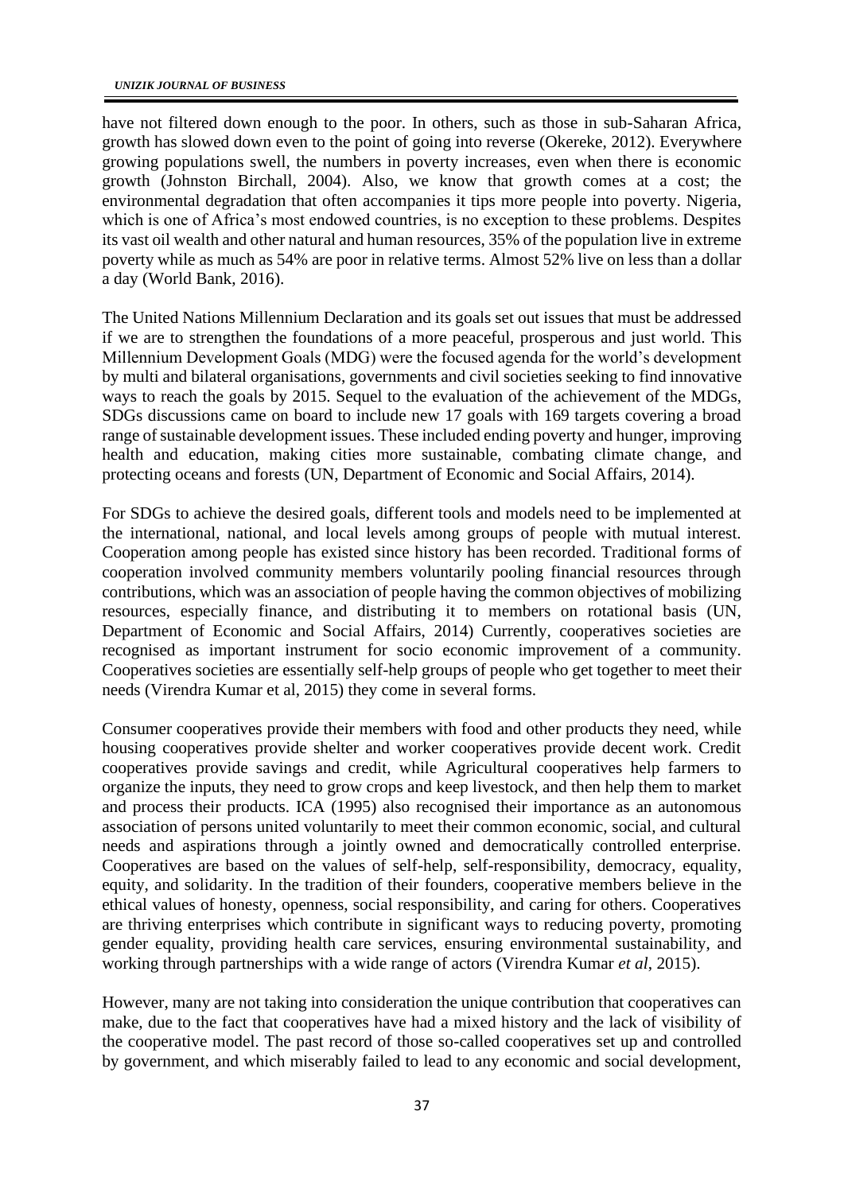have not filtered down enough to the poor. In others, such as those in sub-Saharan Africa, growth has slowed down even to the point of going into reverse (Okereke, 2012). Everywhere growing populations swell, the numbers in poverty increases, even when there is economic growth (Johnston Birchall, 2004). Also, we know that growth comes at a cost; the environmental degradation that often accompanies it tips more people into poverty. Nigeria, which is one of Africa's most endowed countries, is no exception to these problems. Despites its vast oil wealth and other natural and human resources, 35% of the population live in extreme poverty while as much as 54% are poor in relative terms. Almost 52% live on less than a dollar a day (World Bank, 2016).

The United Nations Millennium Declaration and its goals set out issues that must be addressed if we are to strengthen the foundations of a more peaceful, prosperous and just world. This Millennium Development Goals (MDG) were the focused agenda for the world's development by multi and bilateral organisations, governments and civil societies seeking to find innovative ways to reach the goals by 2015. Sequel to the evaluation of the achievement of the MDGs, SDGs discussions came on board to include new 17 goals with 169 targets covering a broad range of sustainable development issues. These included ending poverty and hunger, improving health and education, making cities more sustainable, combating climate change, and protecting oceans and forests (UN, Department of Economic and Social Affairs, 2014).

For SDGs to achieve the desired goals, different tools and models need to be implemented at the international, national, and local levels among groups of people with mutual interest. Cooperation among people has existed since history has been recorded. Traditional forms of cooperation involved community members voluntarily pooling financial resources through contributions, which was an association of people having the common objectives of mobilizing resources, especially finance, and distributing it to members on rotational basis (UN, Department of Economic and Social Affairs, 2014) Currently, cooperatives societies are recognised as important instrument for socio economic improvement of a community. Cooperatives societies are essentially self-help groups of people who get together to meet their needs (Virendra Kumar et al, 2015) they come in several forms.

Consumer cooperatives provide their members with food and other products they need, while housing cooperatives provide shelter and worker cooperatives provide decent work. Credit cooperatives provide savings and credit, while Agricultural cooperatives help farmers to organize the inputs, they need to grow crops and keep livestock, and then help them to market and process their products. ICA (1995) also recognised their importance as an autonomous association of persons united voluntarily to meet their common economic, social, and cultural needs and aspirations through a jointly owned and democratically controlled enterprise. Cooperatives are based on the values of self-help, self-responsibility, democracy, equality, equity, and solidarity. In the tradition of their founders, cooperative members believe in the ethical values of honesty, openness, social responsibility, and caring for others. Cooperatives are thriving enterprises which contribute in significant ways to reducing poverty, promoting gender equality, providing health care services, ensuring environmental sustainability, and working through partnerships with a wide range of actors (Virendra Kumar *et al*, 2015).

However, many are not taking into consideration the unique contribution that cooperatives can make, due to the fact that cooperatives have had a mixed history and the lack of visibility of the cooperative model. The past record of those so-called cooperatives set up and controlled by government, and which miserably failed to lead to any economic and social development,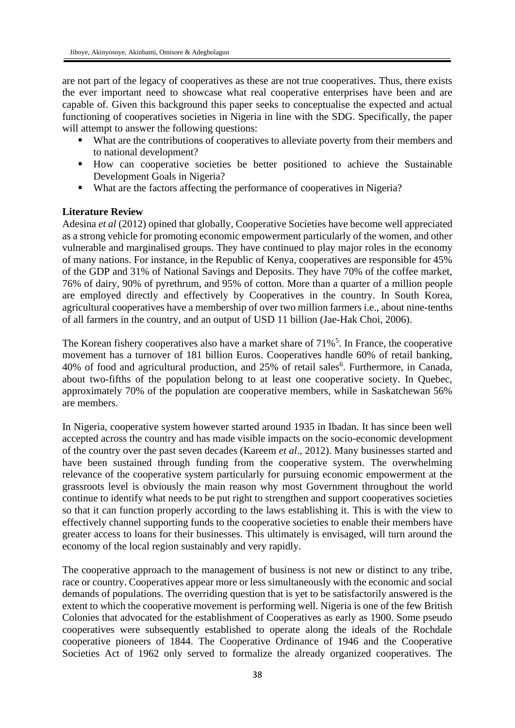are not part of the legacy of cooperatives as these are not true cooperatives. Thus, there exists the ever important need to showcase what real cooperative enterprises have been and are capable of. Given this background this paper seeks to conceptualise the expected and actual functioning of cooperatives societies in Nigeria in line with the SDG. Specifically, the paper will attempt to answer the following questions:

- What are the contributions of cooperatives to alleviate poverty from their members and to national development?
- How can cooperative societies be better positioned to achieve the Sustainable Development Goals in Nigeria?
- What are the factors affecting the performance of cooperatives in Nigeria?

**Literature Review**

Adesina *et al* (2012) opined that globally, Cooperative Societies have become well appreciated as a strong vehicle for promoting economic empowerment particularly of the women, and other vulnerable and marginalised groups. They have continued to play major roles in the economy of many nations. For instance, in the Republic of Kenya, cooperatives are responsible for 45% of the GDP and 31% of National Savings and Deposits. They have 70% of the coffee market, 76% of dairy, 90% of pyrethrum, and 95% of cotton. More than a quarter of a million people are employed directly and effectively by Cooperatives in the country. In South Korea, agricultural cooperatives have a membership of over two million farmers i.e., about nine-tenths of all farmers in the country, and an output of USD 11 billion (Jae-Hak Choi, 2006).

The Korean fishery cooperatives also have a market share of 71%[5]. In France, the cooperative movement has a turnover of 181 billion Euros. Cooperatives handle 60% of retail banking, 40% of food and agricultural production, and 25% of retail sales[6]. Furthermore, in Canada, about two-fifths of the population belong to at least one cooperative society. In Quebec, approximately 70% of the population are cooperative members, while in Saskatchewan 56% are members.

In Nigeria, cooperative system however started around 1935 in Ibadan. It has since been well accepted across the country and has made visible impacts on the socio-economic development of the country over the past seven decades (Kareem *et al*., 2012). Many businesses started and have been sustained through funding from the cooperative system. The overwhelming relevance of the cooperative system particularly for pursuing economic empowerment at the grassroots level is obviously the main reason why most Government throughout the world continue to identify what needs to be put right to strengthen and support cooperatives societies so that it can function properly according to the laws establishing it. This is with the view to effectively channel supporting funds to the cooperative societies to enable their members have greater access to loans for their businesses. This ultimately is envisaged, will turn around the economy of the local region sustainably and very rapidly.

The cooperative approach to the management of business is not new or distinct to any tribe, race or country. Cooperatives appear more or less simultaneously with the economic and social demands of populations. The overriding question that is yet to be satisfactorily answered is the extent to which the cooperative movement is performing well. Nigeria is one of the few British Colonies that advocated for the establishment of Cooperatives as early as 1900. Some pseudo cooperatives were subsequently established to operate along the ideals of the Rochdale cooperative pioneers of 1844. The Cooperative Ordinance of 1946 and the Cooperative Societies Act of 1962 only served to formalize the already organized cooperatives. The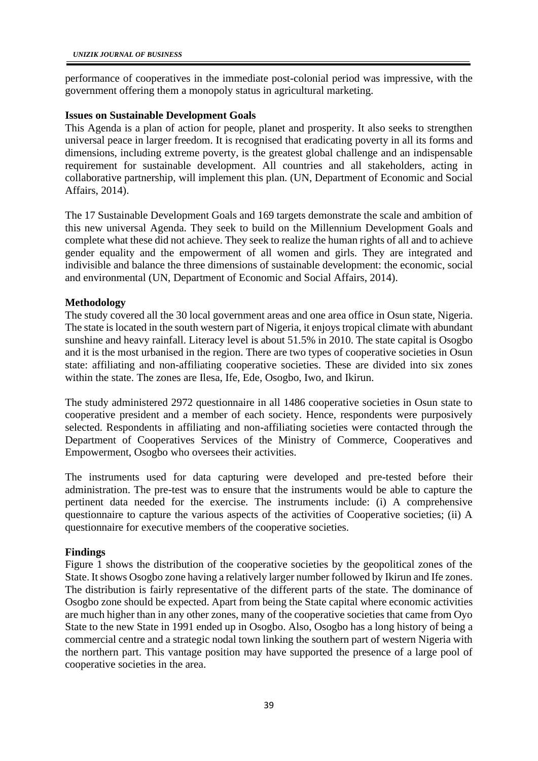performance of cooperatives in the immediate post-colonial period was impressive, with the government offering them a monopoly status in agricultural marketing.

**Issues on Sustainable Development Goals**

This Agenda is a plan of action for people, planet and prosperity. It also seeks to strengthen universal peace in larger freedom. It is recognised that eradicating poverty in all its forms and dimensions, including extreme poverty, is the greatest global challenge and an indispensable requirement for sustainable development. All countries and all stakeholders, acting in collaborative partnership, will implement this plan. (UN, Department of Economic and Social Affairs, 2014).

The 17 Sustainable Development Goals and 169 targets demonstrate the scale and ambition of this new universal Agenda. They seek to build on the Millennium Development Goals and complete what these did not achieve. They seek to realize the human rights of all and to achieve gender equality and the empowerment of all women and girls. They are integrated and indivisible and balance the three dimensions of sustainable development: the economic, social and environmental (UN, Department of Economic and Social Affairs, 2014).

**Methodology**

The study covered all the 30 local government areas and one area office in Osun state, Nigeria. The state is located in the south western part of Nigeria, it enjoys tropical climate with abundant sunshine and heavy rainfall. Literacy level is about 51.5% in 2010. The state capital is Osogbo and it is the most urbanised in the region. There are two types of cooperative societies in Osun state: affiliating and non-affiliating cooperative societies. These are divided into six zones within the state. The zones are Ilesa, Ife, Ede, Osogbo, Iwo, and Ikirun.

The study administered 2972 questionnaire in all 1486 cooperative societies in Osun state to cooperative president and a member of each society. Hence, respondents were purposively selected. Respondents in affiliating and non-affiliating societies were contacted through the Department of Cooperatives Services of the Ministry of Commerce, Cooperatives and Empowerment, Osogbo who oversees their activities.

The instruments used for data capturing were developed and pre-tested before their administration. The pre-test was to ensure that the instruments would be able to capture the pertinent data needed for the exercise. The instruments include: (i) A comprehensive questionnaire to capture the various aspects of the activities of Cooperative societies; (ii) A questionnaire for executive members of the cooperative societies.

**Findings**

Figure 1 shows the distribution of the cooperative societies by the geopolitical zones of the State. It shows Osogbo zone having a relatively larger number followed by Ikirun and Ife zones. The distribution is fairly representative of the different parts of the state. The dominance of Osogbo zone should be expected. Apart from being the State capital where economic activities are much higher than in any other zones, many of the cooperative societies that came from Oyo State to the new State in 1991 ended up in Osogbo. Also, Osogbo has a long history of being a commercial centre and a strategic nodal town linking the southern part of western Nigeria with the northern part. This vantage position may have supported the presence of a large pool of cooperative societies in the area.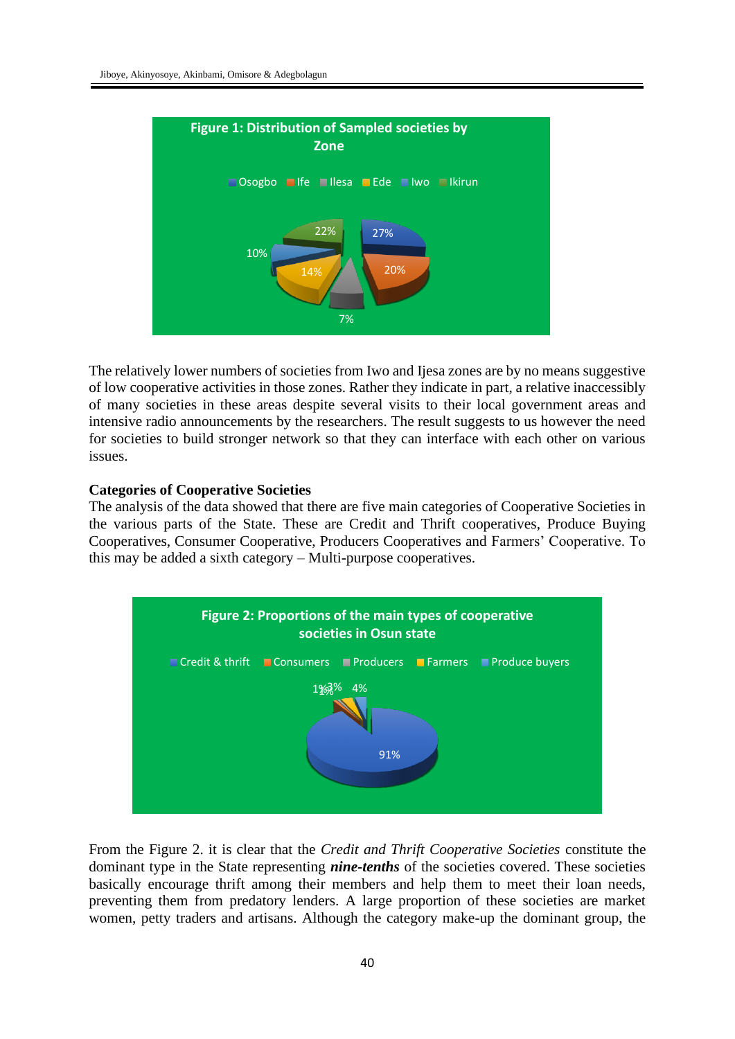Figure 1: Distribution of Sampled societies by Zone

The relatively lower numbers of societies from Iwo and Ijesa zones are by no means suggestive of low cooperative activities in those zones. Rather they indicate in part, a relative inaccessibly of many societies in these areas despite several visits to their local government areas and intensive radio announcements by the researchers. The result suggests to us however the need for societies to build stronger network so that they can interface with each other on various issues.

### Categories of Cooperative Societies

The analysis of the data showed that there are five main categories of Cooperative Societies in the various parts of the State. These are Credit and Thrift cooperatives, Produce Buying Cooperatives, Consumer Cooperative, Producers Cooperatives and Farmers' Cooperative. To this may be added a sixth category – Multi-purpose cooperatives.

Figure 2: Proportions of the main types of cooperative societies in Osun state

From the Figure 2. it is clear that the *Credit and Thrift Cooperative Societies* constitute the dominant type in the State representing ***nine-tenths*** of the societies covered. These societies basically encourage thrift among their members and help them to meet their loan needs, preventing them from predatory lenders. A large proportion of these societies are market women, petty traders and artisans. Although the category make-up the dominant group, the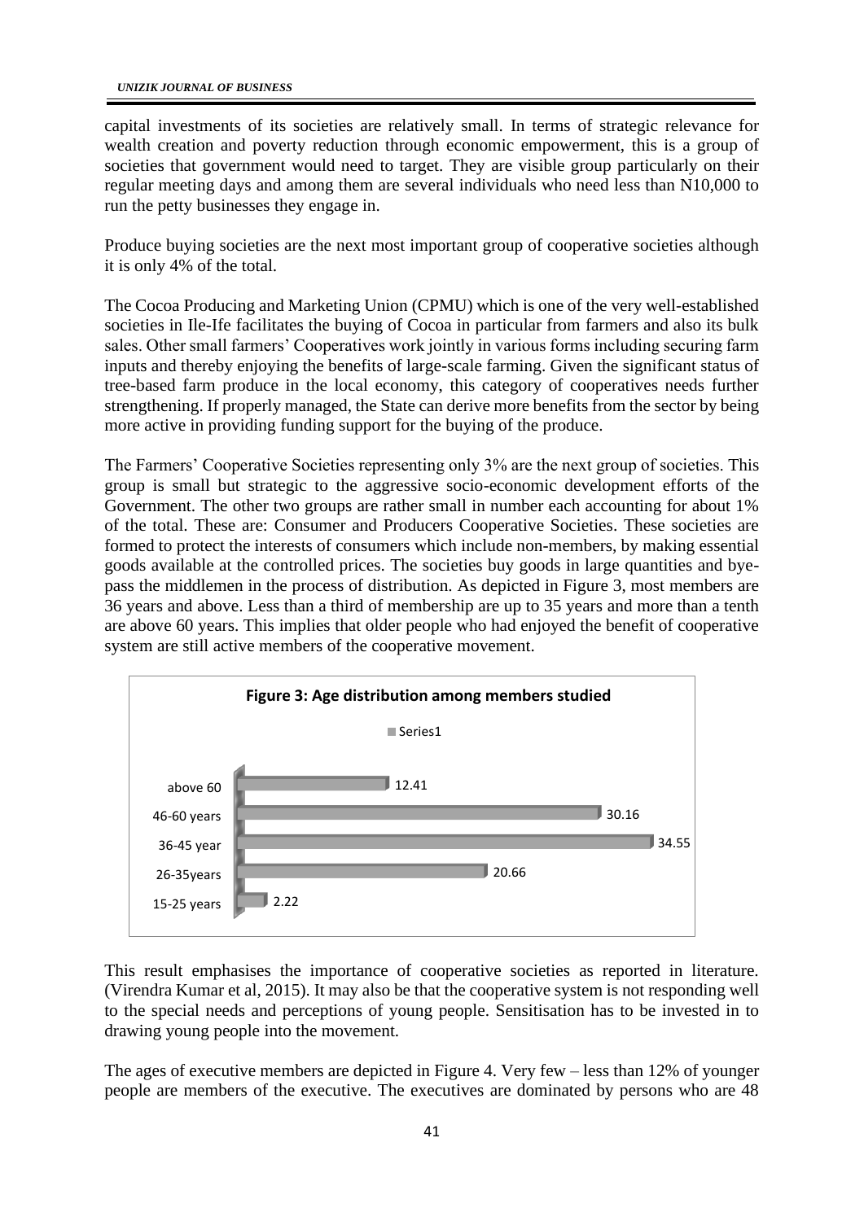capital investments of its societies are relatively small. In terms of strategic relevance for wealth creation and poverty reduction through economic empowerment, this is a group of societies that government would need to target. They are visible group particularly on their regular meeting days and among them are several individuals who need less than N10,000 to run the petty businesses they engage in.

Produce buying societies are the next most important group of cooperative societies although it is only 4% of the total.

The Cocoa Producing and Marketing Union (CPMU) which is one of the very well-established societies in Ile-Ife facilitates the buying of Cocoa in particular from farmers and also its bulk sales. Other small farmers' Cooperatives work jointly in various forms including securing farm inputs and thereby enjoying the benefits of large-scale farming. Given the significant status of tree-based farm produce in the local economy, this category of cooperatives needs further strengthening. If properly managed, the State can derive more benefits from the sector by being more active in providing funding support for the buying of the produce.

The Farmers' Cooperative Societies representing only 3% are the next group of societies. This group is small but strategic to the aggressive socio-economic development efforts of the Government. The other two groups are rather small in number each accounting for about 1% of the total. These are: Consumer and Producers Cooperative Societies. These societies are formed to protect the interests of consumers which include non-members, by making essential goods available at the controlled prices. The societies buy goods in large quantities and bye-pass the middlemen in the process of distribution. As depicted in Figure 3, most members are 36 years and above. Less than a third of membership are up to 35 years and more than a tenth are above 60 years. This implies that older people who had enjoyed the benefit of cooperative system are still active members of the cooperative movement.

**Figure 3: Age distribution among members studied**

| Age group | Series1 |
|---|---|
| above 60 | 12.41 |
| 46-60 years | 30.16 |
| 36-45 year | 34.55 |
| 26-35years | 20.66 |
| 15-25 years | 2.22 |

This result emphasises the importance of cooperative societies as reported in literature. (Virendra Kumar et al, 2015). It may also be that the cooperative system is not responding well to the special needs and perceptions of young people. Sensitisation has to be invested in to drawing young people into the movement.

The ages of executive members are depicted in Figure 4. Very few – less than 12% of younger people are members of the executive. The executives are dominated by persons who are 48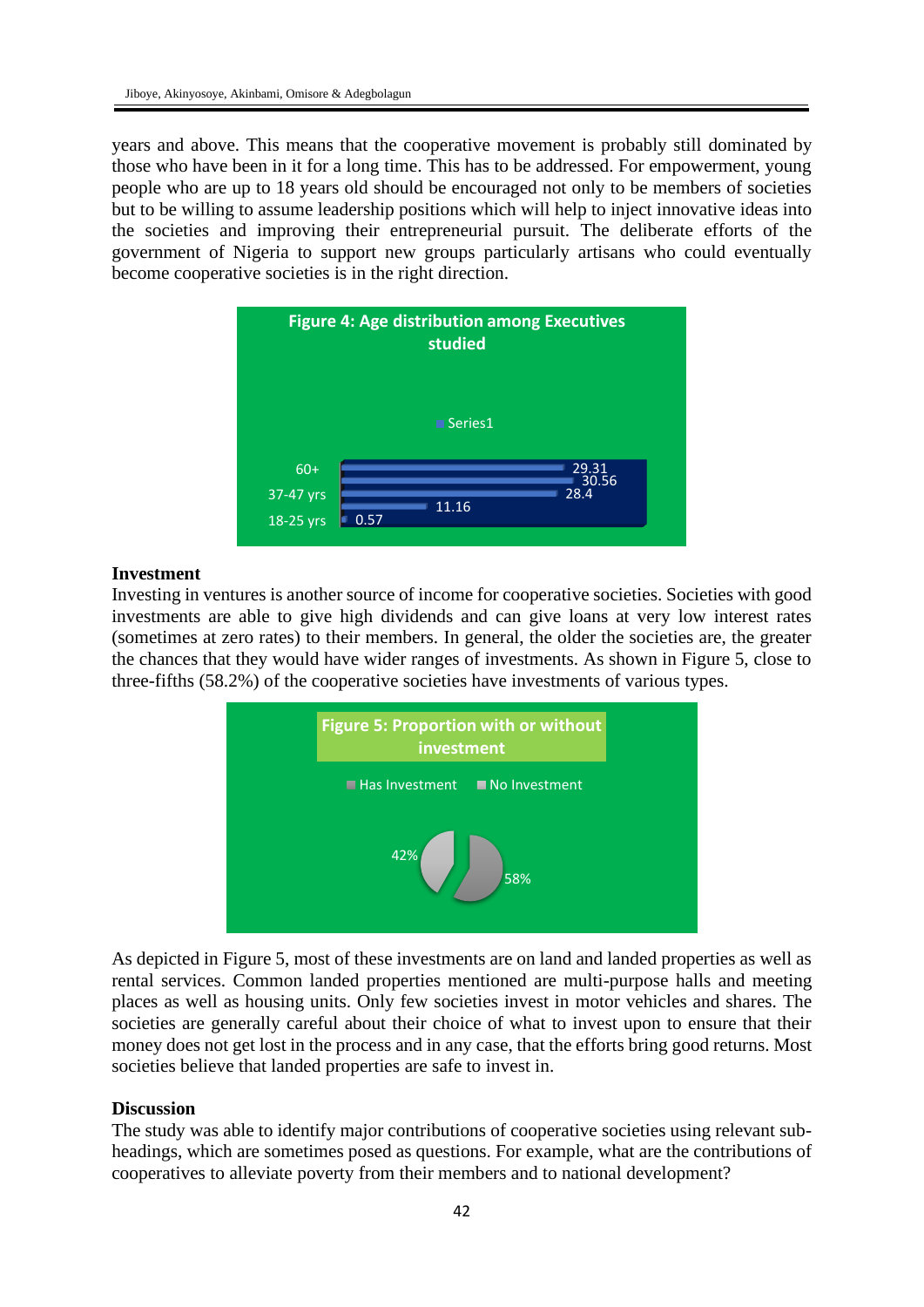years and above. This means that the cooperative movement is probably still dominated by those who have been in it for a long time. This has to be addressed. For empowerment, young people who are up to 18 years old should be encouraged not only to be members of societies but to be willing to assume leadership positions which will help to inject innovative ideas into the societies and improving their entrepreneurial pursuit. The deliberate efforts of the government of Nigeria to support new groups particularly artisans who could eventually become cooperative societies is in the right direction.

Figure 4: Age distribution among Executives studied

| Age group | Series1 |
|---|---|
| 60+ | 29.31 |
| | 30.56 |
| 37-47 yrs | 28.4 |
| | 11.16 |
| 18-25 yrs | 0.57 |

### Investment

Investing in ventures is another source of income for cooperative societies. Societies with good investments are able to give high dividends and can give loans at very low interest rates (sometimes at zero rates) to their members. In general, the older the societies are, the greater the chances that they would have wider ranges of investments. As shown in Figure 5, close to three-fifths (58.2%) of the cooperative societies have investments of various types.

Figure 5: Proportion with or without investment

| Category | Percentage |
|---|---|
| Has Investment | 58% |
| No Investment | 42% |

As depicted in Figure 5, most of these investments are on land and landed properties as well as rental services. Common landed properties mentioned are multi-purpose halls and meeting places as well as housing units. Only few societies invest in motor vehicles and shares. The societies are generally careful about their choice of what to invest upon to ensure that their money does not get lost in the process and in any case, that the efforts bring good returns. Most societies believe that landed properties are safe to invest in.

### Discussion

The study was able to identify major contributions of cooperative societies using relevant sub-headings, which are sometimes posed as questions. For example, what are the contributions of cooperatives to alleviate poverty from their members and to national development?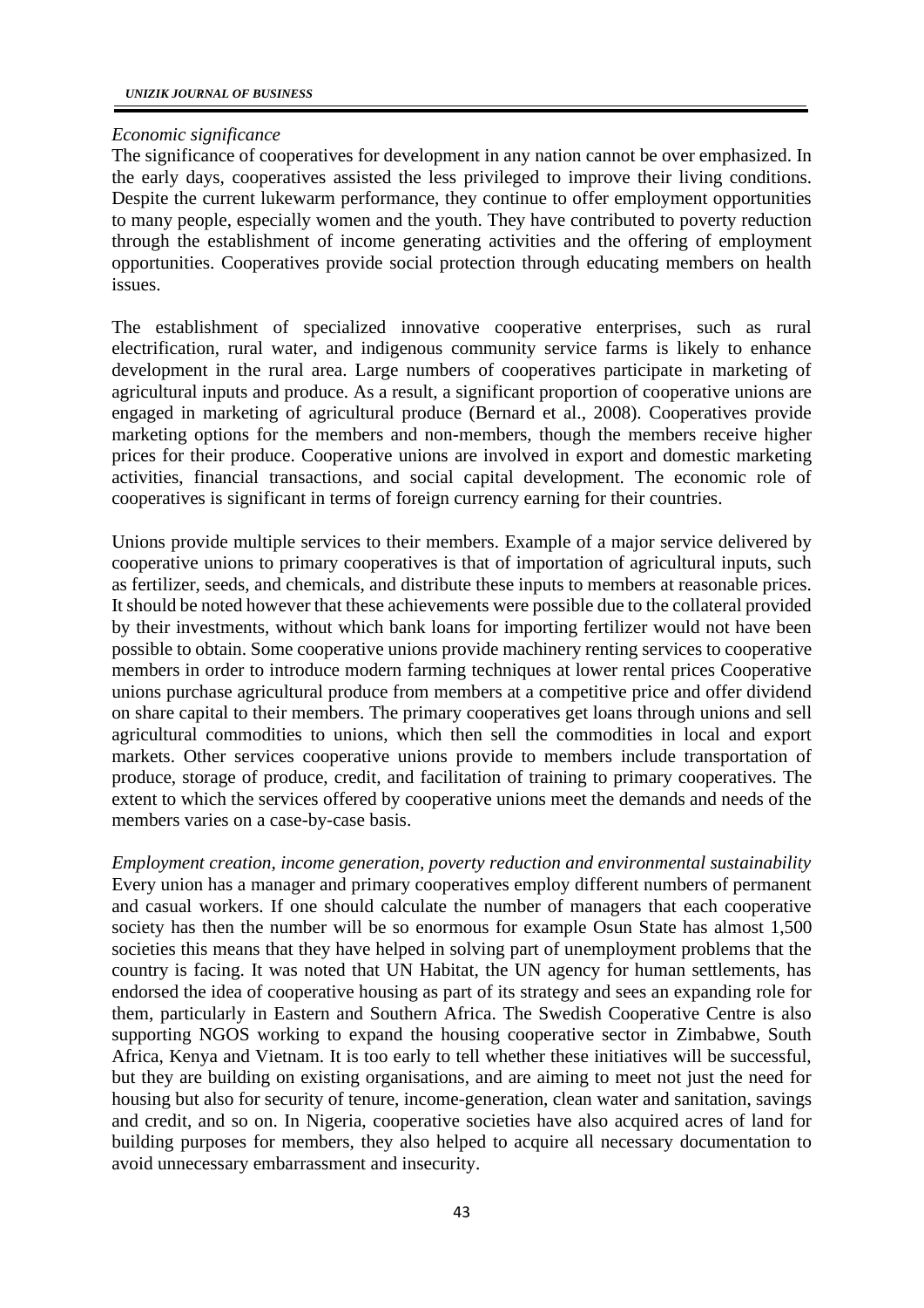*Economic significance*

The significance of cooperatives for development in any nation cannot be over emphasized. In the early days, cooperatives assisted the less privileged to improve their living conditions. Despite the current lukewarm performance, they continue to offer employment opportunities to many people, especially women and the youth. They have contributed to poverty reduction through the establishment of income generating activities and the offering of employment opportunities. Cooperatives provide social protection through educating members on health issues.

The establishment of specialized innovative cooperative enterprises, such as rural electrification, rural water, and indigenous community service farms is likely to enhance development in the rural area. Large numbers of cooperatives participate in marketing of agricultural inputs and produce. As a result, a significant proportion of cooperative unions are engaged in marketing of agricultural produce (Bernard et al., 2008). Cooperatives provide marketing options for the members and non-members, though the members receive higher prices for their produce. Cooperative unions are involved in export and domestic marketing activities, financial transactions, and social capital development. The economic role of cooperatives is significant in terms of foreign currency earning for their countries.

Unions provide multiple services to their members. Example of a major service delivered by cooperative unions to primary cooperatives is that of importation of agricultural inputs, such as fertilizer, seeds, and chemicals, and distribute these inputs to members at reasonable prices. It should be noted however that these achievements were possible due to the collateral provided by their investments, without which bank loans for importing fertilizer would not have been possible to obtain. Some cooperative unions provide machinery renting services to cooperative members in order to introduce modern farming techniques at lower rental prices Cooperative unions purchase agricultural produce from members at a competitive price and offer dividend on share capital to their members. The primary cooperatives get loans through unions and sell agricultural commodities to unions, which then sell the commodities in local and export markets. Other services cooperative unions provide to members include transportation of produce, storage of produce, credit, and facilitation of training to primary cooperatives. The extent to which the services offered by cooperative unions meet the demands and needs of the members varies on a case-by-case basis.

*Employment creation, income generation, poverty reduction and environmental sustainability*

Every union has a manager and primary cooperatives employ different numbers of permanent and casual workers. If one should calculate the number of managers that each cooperative society has then the number will be so enormous for example Osun State has almost 1,500 societies this means that they have helped in solving part of unemployment problems that the country is facing. It was noted that UN Habitat, the UN agency for human settlements, has endorsed the idea of cooperative housing as part of its strategy and sees an expanding role for them, particularly in Eastern and Southern Africa. The Swedish Cooperative Centre is also supporting NGOS working to expand the housing cooperative sector in Zimbabwe, South Africa, Kenya and Vietnam. It is too early to tell whether these initiatives will be successful, but they are building on existing organisations, and are aiming to meet not just the need for housing but also for security of tenure, income-generation, clean water and sanitation, savings and credit, and so on. In Nigeria, cooperative societies have also acquired acres of land for building purposes for members, they also helped to acquire all necessary documentation to avoid unnecessary embarrassment and insecurity.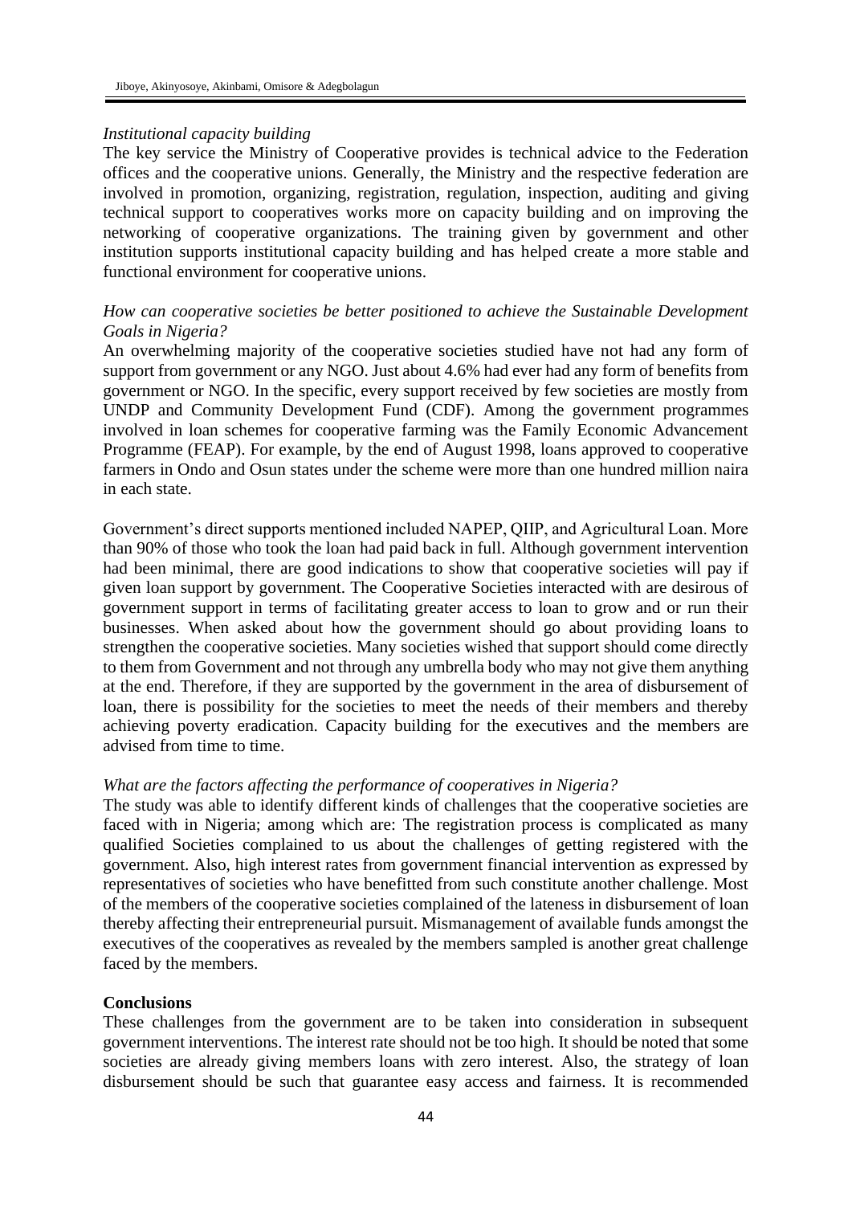*Institutional capacity building*

The key service the Ministry of Cooperative provides is technical advice to the Federation offices and the cooperative unions. Generally, the Ministry and the respective federation are involved in promotion, organizing, registration, regulation, inspection, auditing and giving technical support to cooperatives works more on capacity building and on improving the networking of cooperative organizations. The training given by government and other institution supports institutional capacity building and has helped create a more stable and functional environment for cooperative unions.

*How can cooperative societies be better positioned to achieve the Sustainable Development Goals in Nigeria?*

An overwhelming majority of the cooperative societies studied have not had any form of support from government or any NGO. Just about 4.6% had ever had any form of benefits from government or NGO. In the specific, every support received by few societies are mostly from UNDP and Community Development Fund (CDF). Among the government programmes involved in loan schemes for cooperative farming was the Family Economic Advancement Programme (FEAP). For example, by the end of August 1998, loans approved to cooperative farmers in Ondo and Osun states under the scheme were more than one hundred million naira in each state.

Government's direct supports mentioned included NAPEP, QIIP, and Agricultural Loan. More than 90% of those who took the loan had paid back in full. Although government intervention had been minimal, there are good indications to show that cooperative societies will pay if given loan support by government. The Cooperative Societies interacted with are desirous of government support in terms of facilitating greater access to loan to grow and or run their businesses. When asked about how the government should go about providing loans to strengthen the cooperative societies. Many societies wished that support should come directly to them from Government and not through any umbrella body who may not give them anything at the end. Therefore, if they are supported by the government in the area of disbursement of loan, there is possibility for the societies to meet the needs of their members and thereby achieving poverty eradication. Capacity building for the executives and the members are advised from time to time.

*What are the factors affecting the performance of cooperatives in Nigeria?*

The study was able to identify different kinds of challenges that the cooperative societies are faced with in Nigeria; among which are: The registration process is complicated as many qualified Societies complained to us about the challenges of getting registered with the government. Also, high interest rates from government financial intervention as expressed by representatives of societies who have benefitted from such constitute another challenge. Most of the members of the cooperative societies complained of the lateness in disbursement of loan thereby affecting their entrepreneurial pursuit. Mismanagement of available funds amongst the executives of the cooperatives as revealed by the members sampled is another great challenge faced by the members.

## Conclusions

These challenges from the government are to be taken into consideration in subsequent government interventions. The interest rate should not be too high. It should be noted that some societies are already giving members loans with zero interest. Also, the strategy of loan disbursement should be such that guarantee easy access and fairness. It is recommended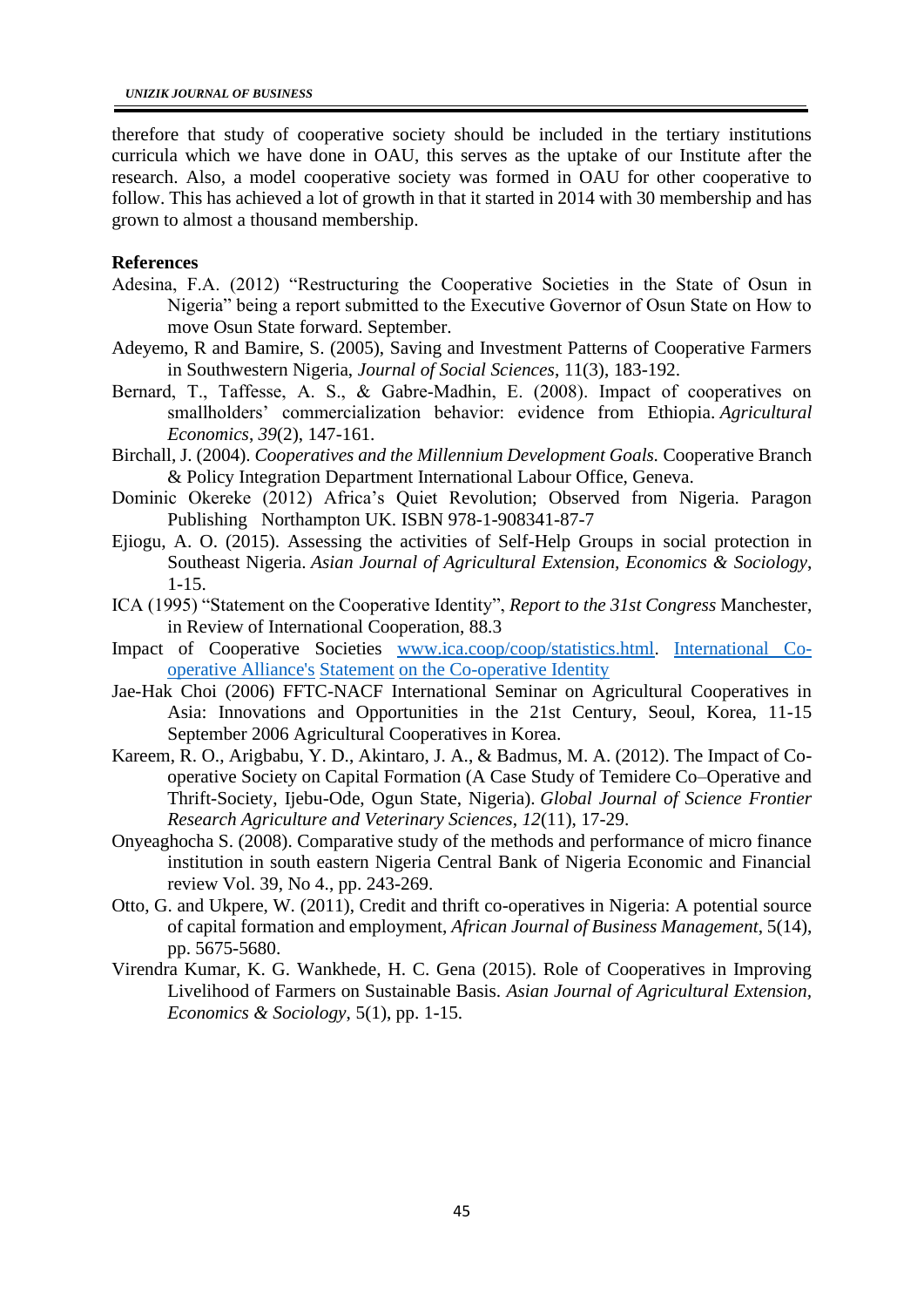therefore that study of cooperative society should be included in the tertiary institutions curricula which we have done in OAU, this serves as the uptake of our Institute after the research. Also, a model cooperative society was formed in OAU for other cooperative to follow. This has achieved a lot of growth in that it started in 2014 with 30 membership and has grown to almost a thousand membership.

**References**

Adesina, F.A. (2012) "Restructuring the Cooperative Societies in the State of Osun in Nigeria" being a report submitted to the Executive Governor of Osun State on How to move Osun State forward. September.

Adeyemo, R and Bamire, S. (2005), Saving and Investment Patterns of Cooperative Farmers in Southwestern Nigeria, *Journal of Social Sciences*, 11(3), 183-192.

Bernard, T., Taffesse, A. S., & Gabre-Madhin, E. (2008). Impact of cooperatives on smallholders' commercialization behavior: evidence from Ethiopia. *Agricultural Economics*, *39*(2), 147-161.

Birchall, J. (2004). *Cooperatives and the Millennium Development Goals.* Cooperative Branch & Policy Integration Department International Labour Office, Geneva.

Dominic Okereke (2012) Africa's Quiet Revolution; Observed from Nigeria. Paragon Publishing Northampton UK. ISBN 978-1-908341-87-7

Ejiogu, A. O. (2015). Assessing the activities of Self-Help Groups in social protection in Southeast Nigeria. *Asian Journal of Agricultural Extension, Economics & Sociology*, 1-15.

ICA (1995) "Statement on the Cooperative Identity", *Report to the 31st Congress* Manchester, in Review of International Cooperation, 88.3

Impact of Cooperative Societies www.ica.coop/coop/statistics.html. International Co-operative Alliance's Statement on the Co-operative Identity

Jae-Hak Choi (2006) FFTC-NACF International Seminar on Agricultural Cooperatives in Asia: Innovations and Opportunities in the 21st Century, Seoul, Korea, 11-15 September 2006 Agricultural Cooperatives in Korea.

Kareem, R. O., Arigbabu, Y. D., Akintaro, J. A., & Badmus, M. A. (2012). The Impact of Co-operative Society on Capital Formation (A Case Study of Temidere Co–Operative and Thrift-Society, Ijebu-Ode, Ogun State, Nigeria). *Global Journal of Science Frontier Research Agriculture and Veterinary Sciences*, *12*(11), 17-29.

Onyeaghocha S. (2008). Comparative study of the methods and performance of micro finance institution in south eastern Nigeria Central Bank of Nigeria Economic and Financial review Vol. 39, No 4., pp. 243-269.

Otto, G. and Ukpere, W. (2011), Credit and thrift co-operatives in Nigeria: A potential source of capital formation and employment, *African Journal of Business Management*, 5(14), pp. 5675-5680.

Virendra Kumar, K. G. Wankhede, H. C. Gena (2015). Role of Cooperatives in Improving Livelihood of Farmers on Sustainable Basis. *Asian Journal of Agricultural Extension, Economics & Sociology*, 5(1), pp. 1-15.